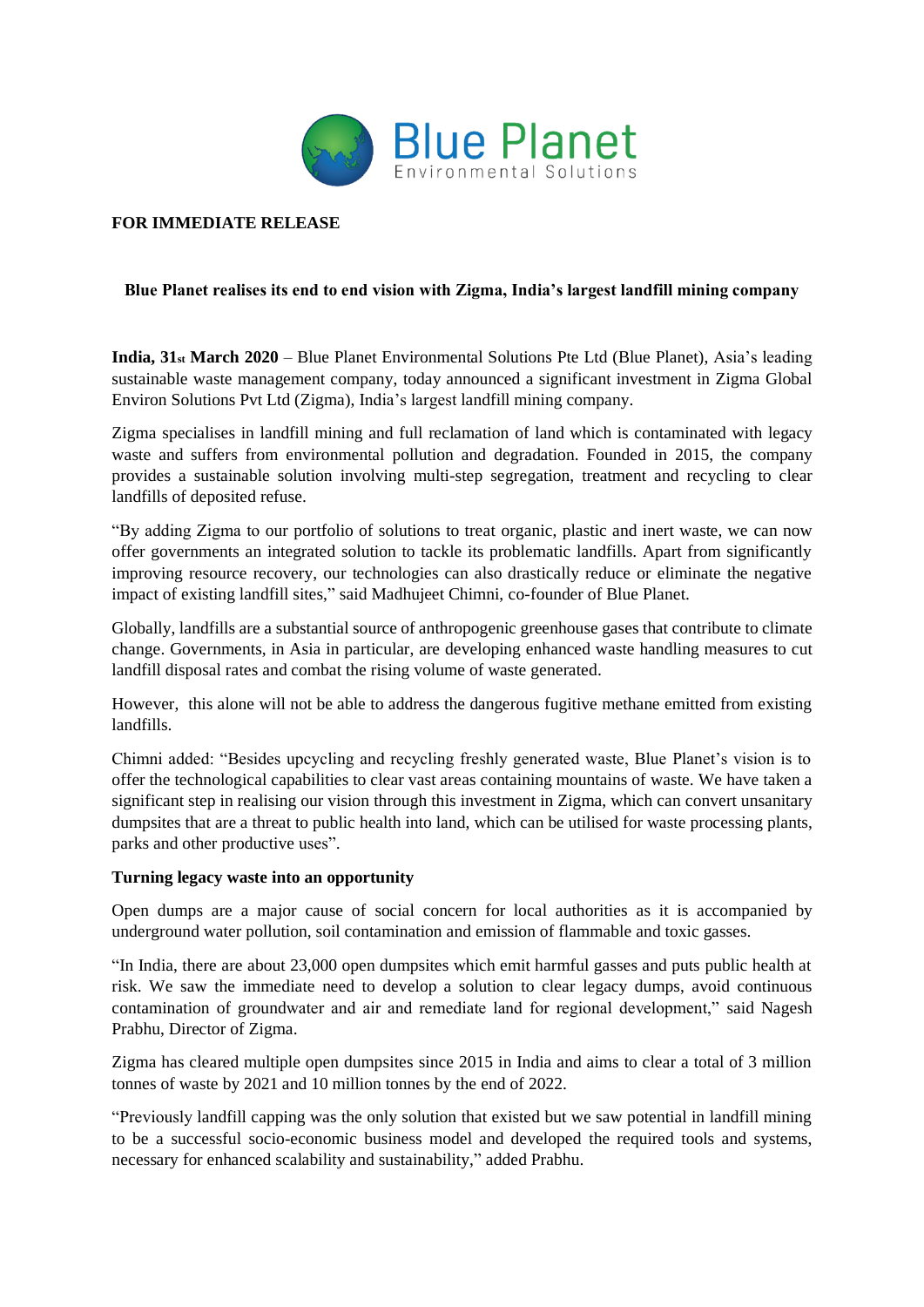**FOR IMMEDIATE RELEASE**

**Blue Planet realises its end to end vision with Zigma, India's largest landfill mining company**

**India, 31st March 2020** – Blue Planet Environmental Solutions Pte Ltd (Blue Planet), Asia's leading sustainable waste management company, today announced a significant investment in Zigma Global Environ Solutions Pvt Ltd (Zigma), India's largest landfill mining company.

Zigma specialises in landfill mining and full reclamation of land which is contaminated with legacy waste and suffers from environmental pollution and degradation. Founded in 2015, the company provides a sustainable solution involving multi-step segregation, treatment and recycling to clear landfills of deposited refuse.

"By adding Zigma to our portfolio of solutions to treat organic, plastic and inert waste, we can now offer governments an integrated solution to tackle its problematic landfills. Apart from significantly improving resource recovery, our technologies can also drastically reduce or eliminate the negative impact of existing landfill sites," said Madhujeet Chimni, co-founder of Blue Planet.

Globally, landfills are a substantial source of anthropogenic greenhouse gases that contribute to climate change. Governments, in Asia in particular, are developing enhanced waste handling measures to cut landfill disposal rates and combat the rising volume of waste generated.

However, this alone will not be able to address the dangerous fugitive methane emitted from existing landfills.

Chimni added: "Besides upcycling and recycling freshly generated waste, Blue Planet's vision is to offer the technological capabilities to clear vast areas containing mountains of waste. We have taken a significant step in realising our vision through this investment in Zigma, which can convert unsanitary dumpsites that are a threat to public health into land, which can be utilised for waste processing plants, parks and other productive uses".

**Turning legacy waste into an opportunity**

Open dumps are a major cause of social concern for local authorities as it is accompanied by underground water pollution, soil contamination and emission of flammable and toxic gasses.

"In India, there are about 23,000 open dumpsites which emit harmful gasses and puts public health at risk. We saw the immediate need to develop a solution to clear legacy dumps, avoid continuous contamination of groundwater and air and remediate land for regional development," said Nagesh Prabhu, Director of Zigma.

Zigma has cleared multiple open dumpsites since 2015 in India and aims to clear a total of 3 million tonnes of waste by 2021 and 10 million tonnes by the end of 2022.

"Previously landfill capping was the only solution that existed but we saw potential in landfill mining to be a successful socio-economic business model and developed the required tools and systems, necessary for enhanced scalability and sustainability," added Prabhu.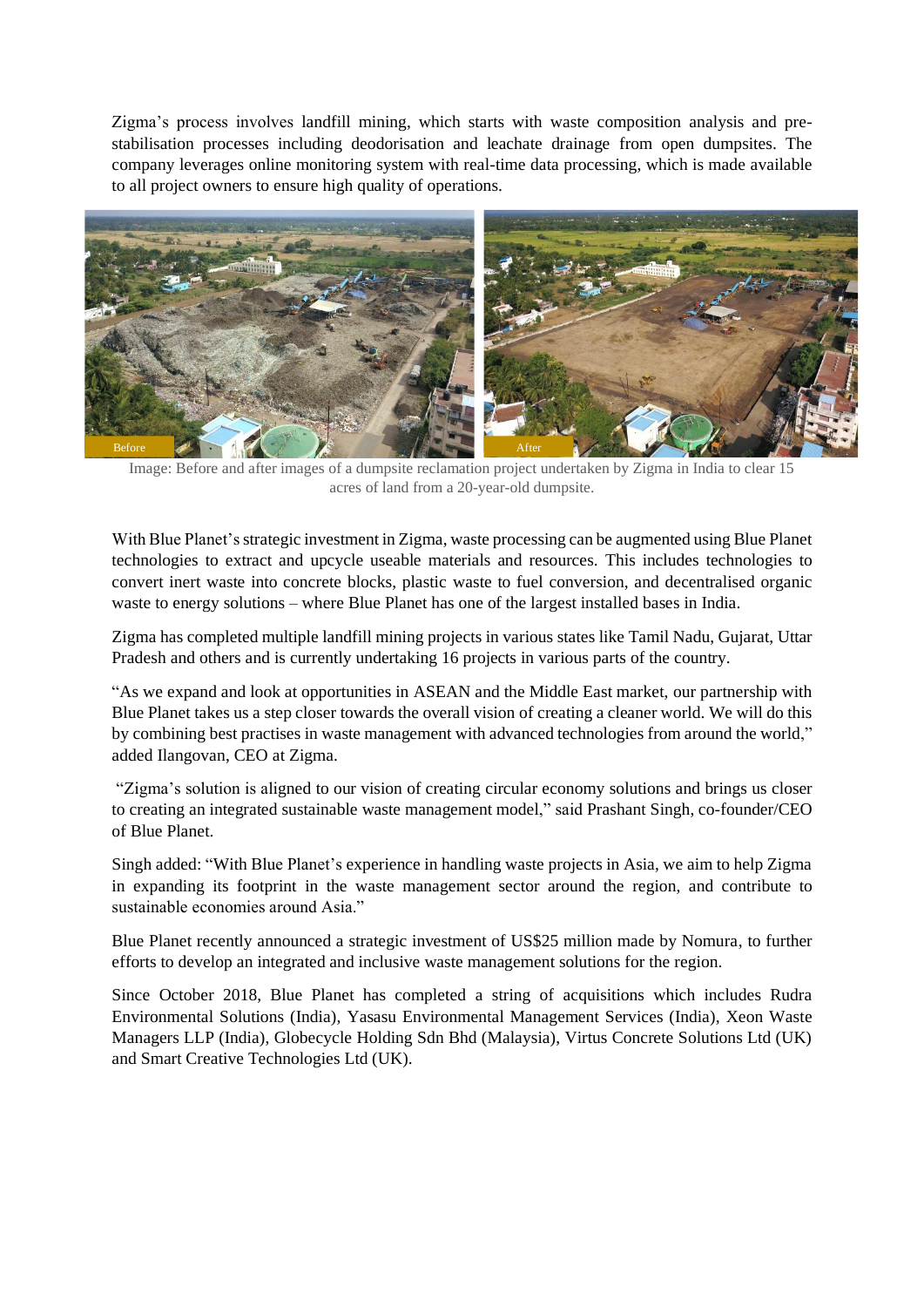Zigma's process involves landfill mining, which starts with waste composition analysis and pre-stabilisation processes including deodorisation and leachate drainage from open dumpsites. The company leverages online monitoring system with real-time data processing, which is made available to all project owners to ensure high quality of operations.

Image: Before and after images of a dumpsite reclamation project undertaken by Zigma in India to clear 15 acres of land from a 20-year-old dumpsite.

With Blue Planet's strategic investment in Zigma, waste processing can be augmented using Blue Planet technologies to extract and upcycle useable materials and resources. This includes technologies to convert inert waste into concrete blocks, plastic waste to fuel conversion, and decentralised organic waste to energy solutions – where Blue Planet has one of the largest installed bases in India.

Zigma has completed multiple landfill mining projects in various states like Tamil Nadu, Gujarat, Uttar Pradesh and others and is currently undertaking 16 projects in various parts of the country.

"As we expand and look at opportunities in ASEAN and the Middle East market, our partnership with Blue Planet takes us a step closer towards the overall vision of creating a cleaner world. We will do this by combining best practises in waste management with advanced technologies from around the world," added Ilangovan, CEO at Zigma.

"Zigma's solution is aligned to our vision of creating circular economy solutions and brings us closer to creating an integrated sustainable waste management model," said Prashant Singh, co-founder/CEO of Blue Planet.

Singh added: "With Blue Planet's experience in handling waste projects in Asia, we aim to help Zigma in expanding its footprint in the waste management sector around the region, and contribute to sustainable economies around Asia."

Blue Planet recently announced a strategic investment of US$25 million made by Nomura, to further efforts to develop an integrated and inclusive waste management solutions for the region.

Since October 2018, Blue Planet has completed a string of acquisitions which includes Rudra Environmental Solutions (India), Yasasu Environmental Management Services (India), Xeon Waste Managers LLP (India), Globecycle Holding Sdn Bhd (Malaysia), Virtus Concrete Solutions Ltd (UK) and Smart Creative Technologies Ltd (UK).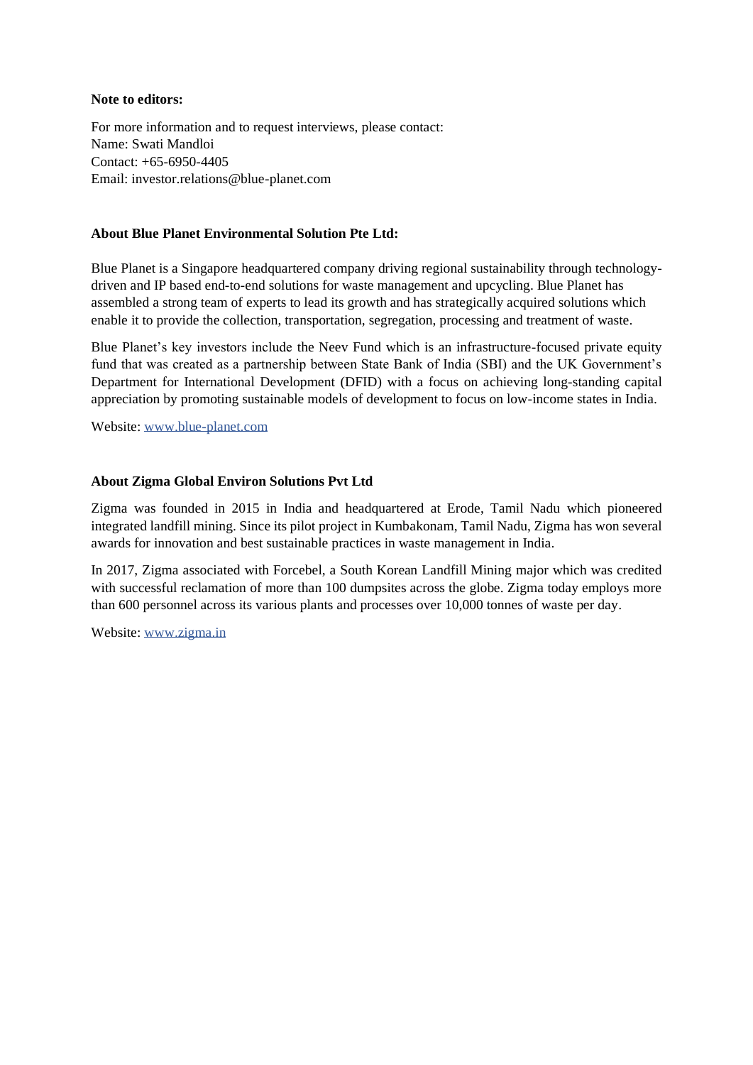**Note to editors:**

For more information and to request interviews, please contact:
Name: Swati Mandloi
Contact: +65-6950-4405
Email: investor.relations@blue-planet.com

**About Blue Planet Environmental Solution Pte Ltd:**

Blue Planet is a Singapore headquartered company driving regional sustainability through technology-driven and IP based end-to-end solutions for waste management and upcycling. Blue Planet has assembled a strong team of experts to lead its growth and has strategically acquired solutions which enable it to provide the collection, transportation, segregation, processing and treatment of waste.

Blue Planet's key investors include the Neev Fund which is an infrastructure-focused private equity fund that was created as a partnership between State Bank of India (SBI) and the UK Government's Department for International Development (DFID) with a focus on achieving long-standing capital appreciation by promoting sustainable models of development to focus on low-income states in India.

Website: [www.blue-planet.com](http://www.blue-planet.com)

**About Zigma Global Environ Solutions Pvt Ltd**

Zigma was founded in 2015 in India and headquartered at Erode, Tamil Nadu which pioneered integrated landfill mining. Since its pilot project in Kumbakonam, Tamil Nadu, Zigma has won several awards for innovation and best sustainable practices in waste management in India.

In 2017, Zigma associated with Forcebel, a South Korean Landfill Mining major which was credited with successful reclamation of more than 100 dumpsites across the globe. Zigma today employs more than 600 personnel across its various plants and processes over 10,000 tonnes of waste per day.

Website: [www.zigma.in](http://www.zigma.in)